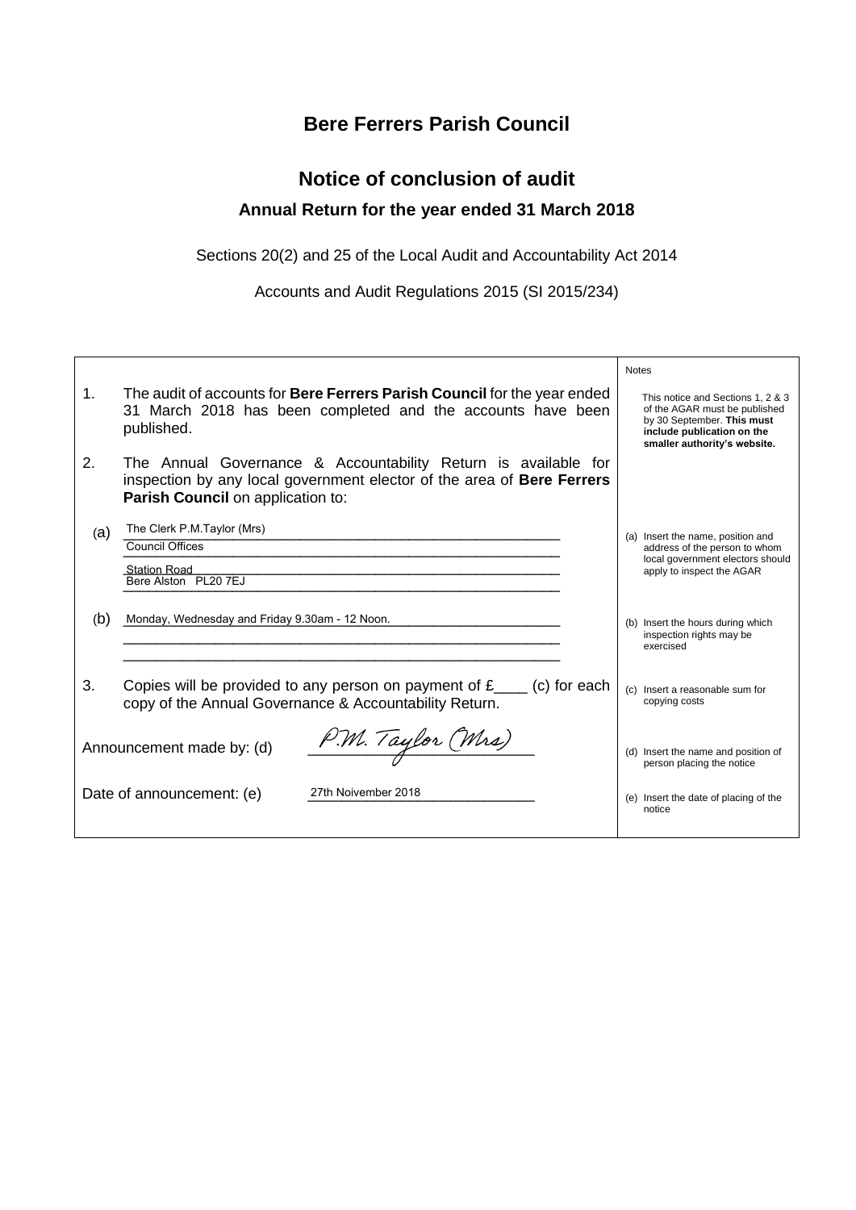# Bere Ferrers Parish Council

## Notice of conclusion of audit

### Annual Return for the year ended 31 March 2018

Sections 20(2) and 25 of the Local Audit and Accountability Act 2014

Accounts and Audit Regulations 2015 (SI 2015/234)

| | Notes |
|---|---|
| 1. The audit of accounts for **Bere Ferrers Parish Council** for the year ended 31 March 2018 has been completed and the accounts have been published. | This notice and Sections 1, 2 & 3 of the AGAR must be published by 30 September. **This must include publication on the smaller authority's website.** |
| 2. The Annual Governance & Accountability Return is available for inspection by any local government elector of the area of **Bere Ferrers Parish Council** on application to: | |
| (a) The Clerk P.M.Taylor (Mrs)<br>Council Offices<br>Station Road<br>Bere Alston PL20 7EJ | (a) Insert the name, position and address of the person to whom local government electors should apply to inspect the AGAR |
| (b) Monday, Wednesday and Friday 9.30am - 12 Noon. | (b) Insert the hours during which inspection rights may be exercised |
| 3. Copies will be provided to any person on payment of £____ (c) for each copy of the Annual Governance & Accountability Return. | (c) Insert a reasonable sum for copying costs |
| Announcement made by: (d) P.M. Taylor (Mrs) | (d) Insert the name and position of person placing the notice |
| Date of announcement: (e) 27th Noivember 2018 | (e) Insert the date of placing of the notice |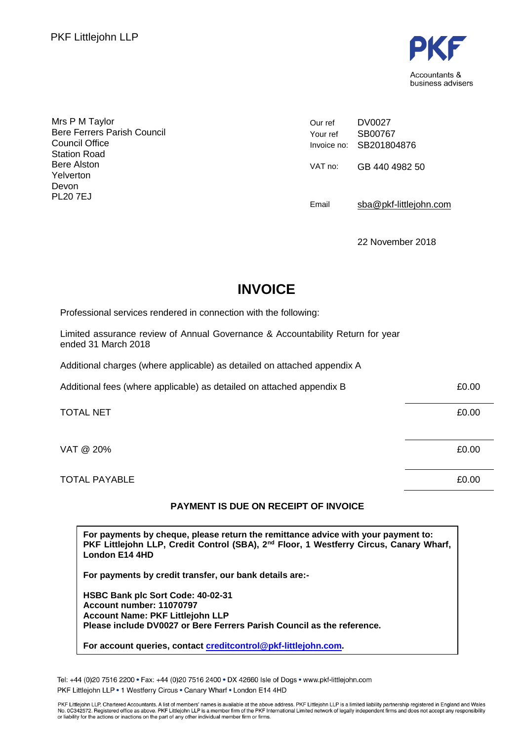PKF Littlejohn LLP

PKF

Accountants & business advisers

Mrs P M Taylor
Bere Ferrers Parish Council
Council Office
Station Road
Bere Alston
Yelverton
Devon
PL20 7EJ

| | |
|---|---|
| Our ref | DV0027 |
| Your ref | SB00767 |
| Invoice no: | SB201804876 |
| VAT no: | GB 440 4982 50 |
| Email | sba@pkf-littlejohn.com |

22 November 2018

# INVOICE

Professional services rendered in connection with the following:

Limited assurance review of Annual Governance & Accountability Return for year ended 31 March 2018

Additional charges (where applicable) as detailed on attached appendix A

| | |
|---|---|
| Additional fees (where applicable) as detailed on attached appendix B | £0.00 |
| TOTAL NET | £0.00 |
| VAT @ 20% | £0.00 |
| TOTAL PAYABLE | £0.00 |

**PAYMENT IS DUE ON RECEIPT OF INVOICE**

**For payments by cheque, please return the remittance advice with your payment to: PKF Littlejohn LLP, Credit Control (SBA), 2nd Floor, 1 Westferry Circus, Canary Wharf, London E14 4HD**

**For payments by credit transfer, our bank details are:-**

**HSBC Bank plc Sort Code: 40-02-31**
**Account number: 11070797**
**Account Name: PKF Littlejohn LLP**
**Please include DV0027 or Bere Ferrers Parish Council as the reference.**

**For account queries, contact creditcontrol@pkf-littlejohn.com.**

Tel: +44 (0)20 7516 2200 • Fax: +44 (0)20 7516 2400 • DX 42660 Isle of Dogs • www.pkf-littlejohn.com
PKF Littlejohn LLP • 1 Westferry Circus • Canary Wharf • London E14 4HD

PKF Littlejohn LLP, Chartered Accountants. A list of members' names is available at the above address. PKF Littlejohn LLP is a limited liability partnership registered in England and Wales No. 0C342572. Registered office as above. PKF Littlejohn LLP is a member firm of the PKF International Limited network of legally independent firms and does not accept any responsibility or liability for the actions or inactions on the part of any other individual member firm or firms.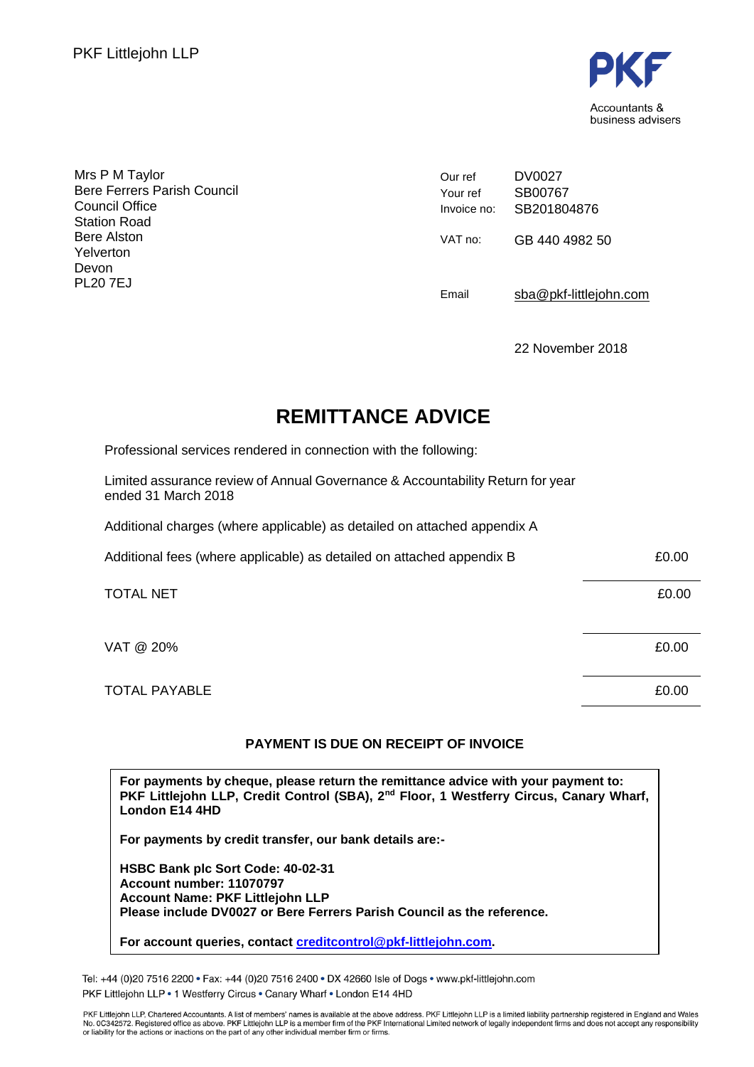PKF Littlejohn LLP

PKF
Accountants &
business advisers

Mrs P M Taylor
Bere Ferrers Parish Council
Council Office
Station Road
Bere Alston
Yelverton
Devon
PL20 7EJ

| | |
|---|---|
| Our ref | DV0027 |
| Your ref | SB00767 |
| Invoice no: | SB201804876 |
| VAT no: | GB 440 4982 50 |
| Email | sba@pkf-littlejohn.com |

22 November 2018

# REMITTANCE ADVICE

Professional services rendered in connection with the following:

Limited assurance review of Annual Governance & Accountability Return for year ended 31 March 2018

Additional charges (where applicable) as detailed on attached appendix A

| | |
|---|---|
| Additional fees (where applicable) as detailed on attached appendix B | £0.00 |
| TOTAL NET | £0.00 |
| VAT @ 20% | £0.00 |
| TOTAL PAYABLE | £0.00 |

**PAYMENT IS DUE ON RECEIPT OF INVOICE**

**For payments by cheque, please return the remittance advice with your payment to: PKF Littlejohn LLP, Credit Control (SBA), 2nd Floor, 1 Westferry Circus, Canary Wharf, London E14 4HD**

**For payments by credit transfer, our bank details are:-**

**HSBC Bank plc Sort Code: 40-02-31**
**Account number: 11070797**
**Account Name: PKF Littlejohn LLP**
**Please include DV0027 or Bere Ferrers Parish Council as the reference.**

**For account queries, contact creditcontrol@pkf-littlejohn.com.**

Tel: +44 (0)20 7516 2200 • Fax: +44 (0)20 7516 2400 • DX 42660 Isle of Dogs • www.pkf-littlejohn.com
PKF Littlejohn LLP • 1 Westferry Circus • Canary Wharf • London E14 4HD

PKF Littlejohn LLP, Chartered Accountants. A list of members' names is available at the above address. PKF Littlejohn LLP is a limited liability partnership registered in England and Wales No. 0C342572. Registered office as above. PKF Littlejohn LLP is a member firm of the PKF International Limited network of legally independent firms and does not accept any responsibility or liability for the actions or inactions on the part of any other individual member firm or firms.